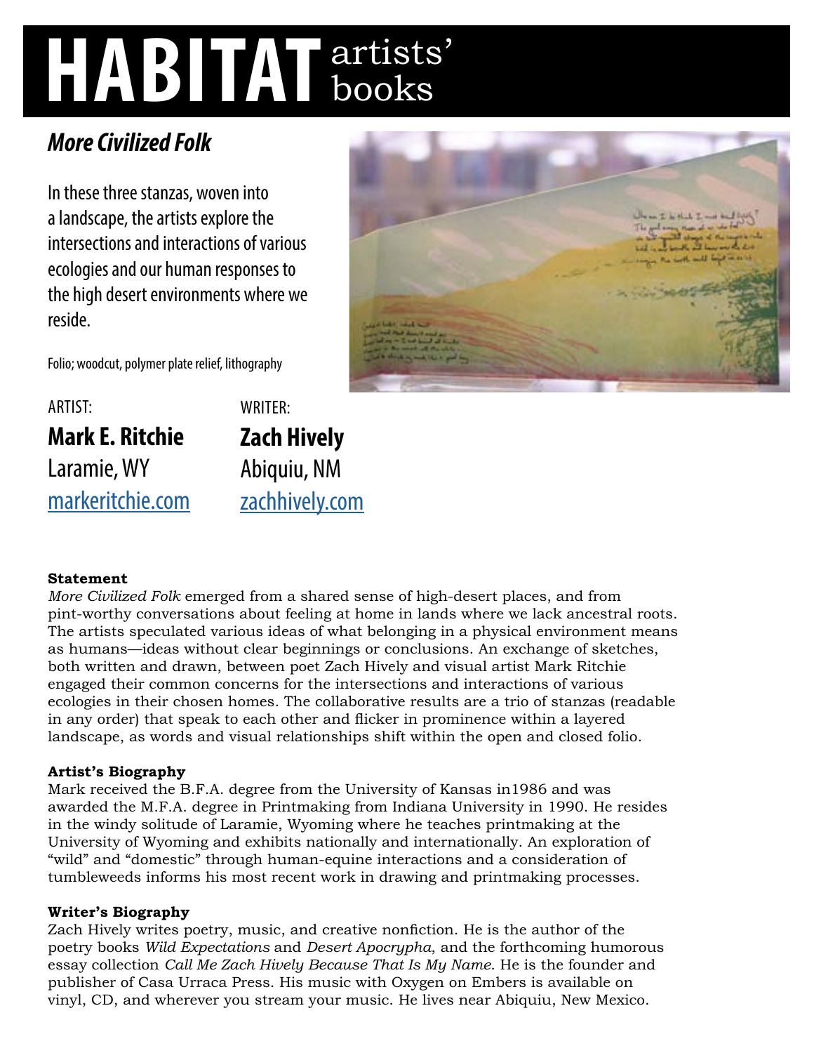# HABITAT artists' books

## *More Civilized Folk*

In these three stanzas, woven into a landscape, the artists explore the intersections and interactions of various ecologies and our human responses to the high desert environments where we reside.

Folio; woodcut, polymer plate relief, lithography

ARTIST:

**Mark E. Ritchie**
Laramie, WY
[markeritchie.com](markeritchie.com)

WRITER:

**Zach Hively**
Abiquiu, NM
[zachhively.com](zachhively.com)

**Statement**

*More Civilized Folk* emerged from a shared sense of high-desert places, and from pint-worthy conversations about feeling at home in lands where we lack ancestral roots. The artists speculated various ideas of what belonging in a physical environment means as humans—ideas without clear beginnings or conclusions. An exchange of sketches, both written and drawn, between poet Zach Hively and visual artist Mark Ritchie engaged their common concerns for the intersections and interactions of various ecologies in their chosen homes. The collaborative results are a trio of stanzas (readable in any order) that speak to each other and flicker in prominence within a layered landscape, as words and visual relationships shift within the open and closed folio.

**Artist's Biography**

Mark received the B.F.A. degree from the University of Kansas in1986 and was awarded the M.F.A. degree in Printmaking from Indiana University in 1990. He resides in the windy solitude of Laramie, Wyoming where he teaches printmaking at the University of Wyoming and exhibits nationally and internationally. An exploration of "wild" and "domestic" through human-equine interactions and a consideration of tumbleweeds informs his most recent work in drawing and printmaking processes.

**Writer's Biography**

Zach Hively writes poetry, music, and creative nonfiction. He is the author of the poetry books *Wild Expectations* and *Desert Apocrypha*, and the forthcoming humorous essay collection *Call Me Zach Hively Because That Is My Name*. He is the founder and publisher of Casa Urraca Press. His music with Oxygen on Embers is available on vinyl, CD, and wherever you stream your music. He lives near Abiquiu, New Mexico.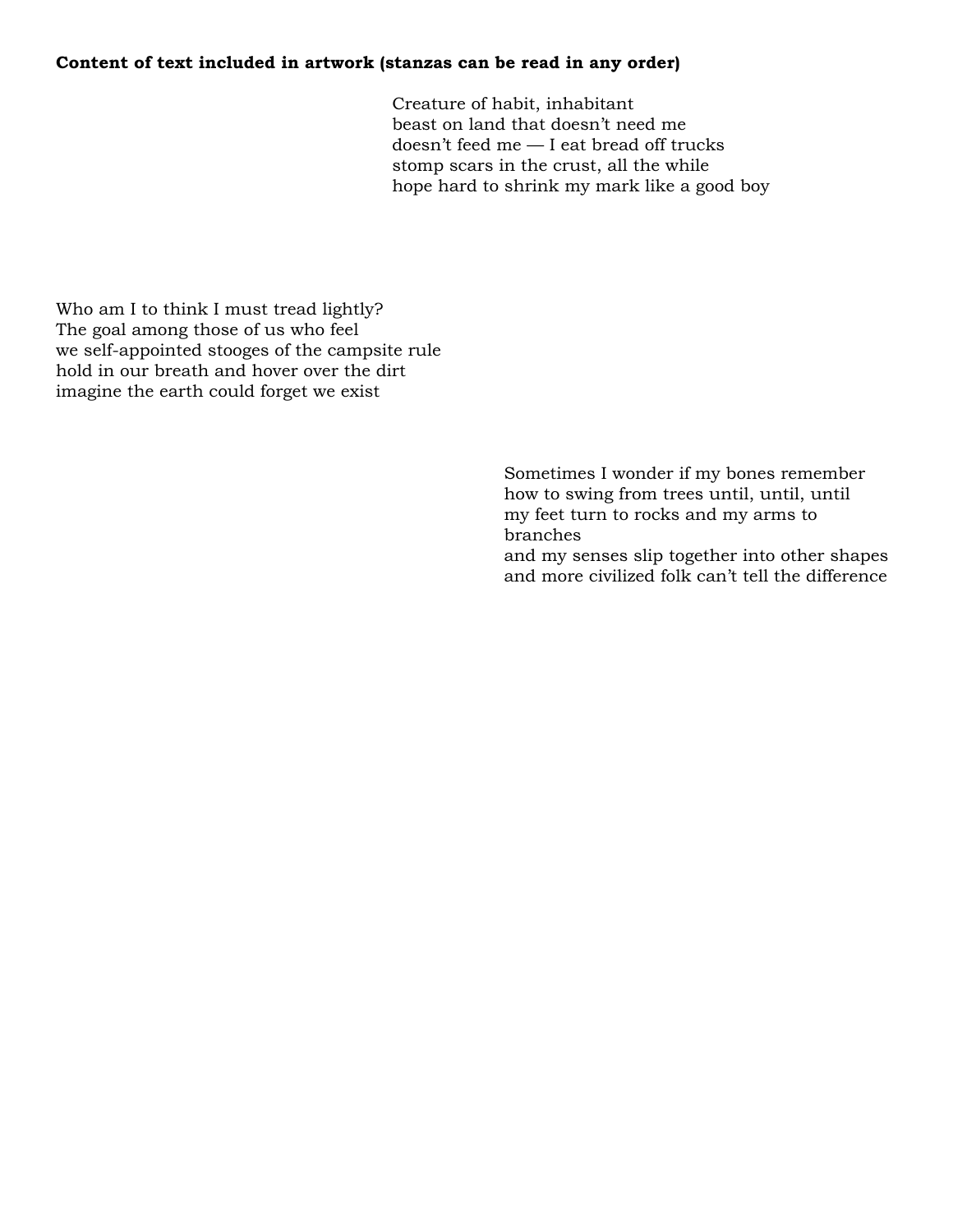**Content of text included in artwork (stanzas can be read in any order)**

Creature of habit, inhabitant  
beast on land that doesn't need me  
doesn't feed me — I eat bread off trucks  
stomp scars in the crust, all the while  
hope hard to shrink my mark like a good boy

Who am I to think I must tread lightly?  
The goal among those of us who feel  
we self-appointed stooges of the campsite rule  
hold in our breath and hover over the dirt  
imagine the earth could forget we exist

Sometimes I wonder if my bones remember  
how to swing from trees until, until, until  
my feet turn to rocks and my arms to branches  
and my senses slip together into other shapes  
and more civilized folk can't tell the difference